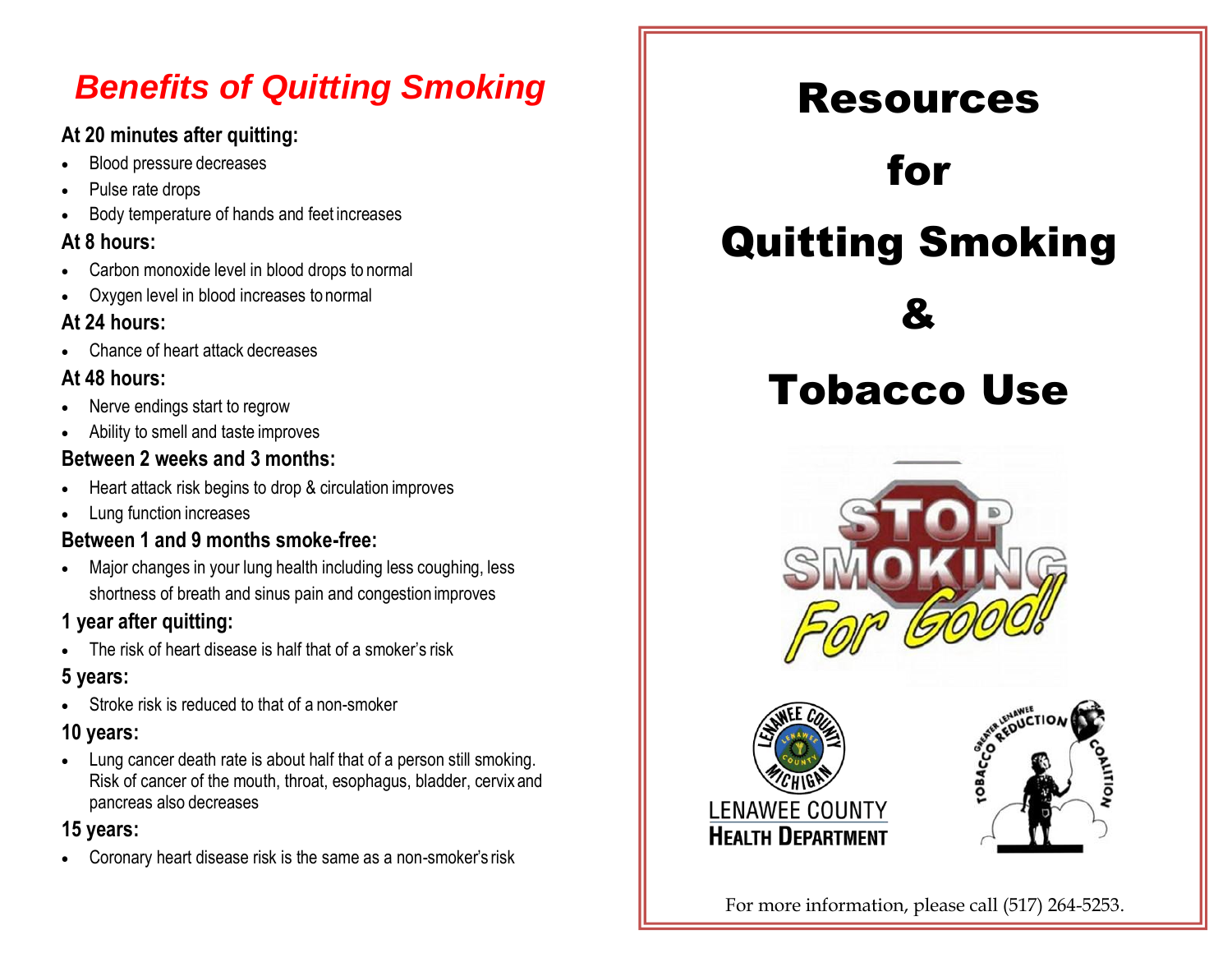# *Benefits of Quitting Smoking*

**At 20 minutes after quitting:**

- Blood pressure decreases
- Pulse rate drops
- Body temperature of hands and feet increases

**At 8 hours:**

- Carbon monoxide level in blood drops to normal
- Oxygen level in blood increases to normal

**At 24 hours:**

- Chance of heart attack decreases

**At 48 hours:**

- Nerve endings start to regrow
- Ability to smell and taste improves

**Between 2 weeks and 3 months:**

- Heart attack risk begins to drop & circulation improves
- Lung function increases

**Between 1 and 9 months smoke-free:**

- Major changes in your lung health including less coughing, less shortness of breath and sinus pain and congestion improves

**1 year after quitting:**

- The risk of heart disease is half that of a smoker's risk

**5 years:**

- Stroke risk is reduced to that of a non-smoker

**10 years:**

- Lung cancer death rate is about half that of a person still smoking. Risk of cancer of the mouth, throat, esophagus, bladder, cervix and pancreas also decreases

**15 years:**

- Coronary heart disease risk is the same as a non-smoker's risk

# Resources for Quitting Smoking & Tobacco Use

STOP SMOKING For Good!

LENAWEE COUNTY HEALTH DEPARTMENT

Greater Lenawee Tobacco Reduction Coalition

For more information, please call (517) 264-5253.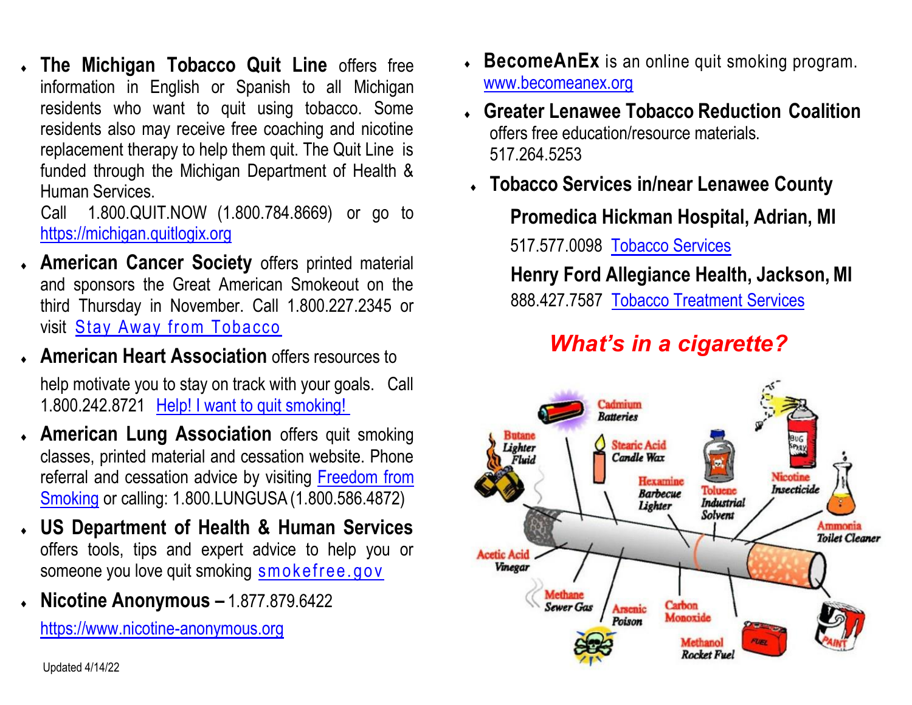- **The Michigan Tobacco Quit Line** offers free information in English or Spanish to all Michigan residents who want to quit using tobacco. Some residents also may receive free coaching and nicotine replacement therapy to help them quit. The Quit Line is funded through the Michigan Department of Health & Human Services.
  Call 1.800.QUIT.NOW (1.800.784.8669) or go to https://michigan.quitlogix.org
- **American Cancer Society** offers printed material and sponsors the Great American Smokeout on the third Thursday in November. Call 1.800.227.2345 or visit Stay Away from Tobacco
- **American Heart Association** offers resources to help motivate you to stay on track with your goals. Call 1.800.242.8721 Help! I want to quit smoking!
- **American Lung Association** offers quit smoking classes, printed material and cessation website. Phone referral and cessation advice by visiting Freedom from Smoking or calling: 1.800.LUNGUSA (1.800.586.4872)
- **US Department of Health & Human Services** offers tools, tips and expert advice to help you or someone you love quit smoking smokefree.gov
- **Nicotine Anonymous –** 1.877.879.6422
  https://www.nicotine-anonymous.org

Updated 4/14/22

- **BecomeAnEx** is an online quit smoking program. www.becomeanex.org
- **Greater Lenawee Tobacco Reduction Coalition** offers free education/resource materials. 517.264.5253
- **Tobacco Services in/near Lenawee County**

  **Promedica Hickman Hospital, Adrian, MI**

  517.577.0098 Tobacco Services

  **Henry Ford Allegiance Health, Jackson, MI**

  888.427.7587 Tobacco Treatment Services

## *What's in a cigarette?*

Cadmium
Batteries

Butane
Lighter Fluid

Stearic Acid
Candle Wax

Hexamine
Barbecue Lighter

Toluene
Industrial Solvent

Nicotine
Insecticide

Ammonia
Toilet Cleaner

Acetic Acid
Vinegar

Methane
Sewer Gas

Arsenic
Poison

Carbon Monoxide

Methanol
Rocket Fuel